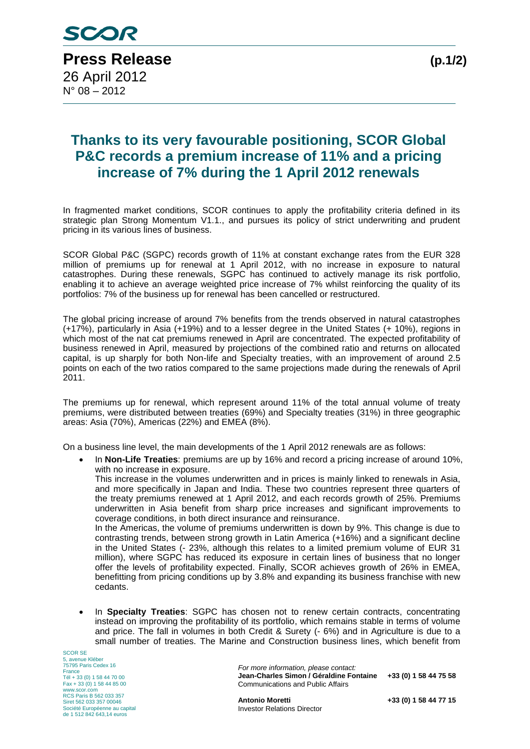SCOR

**Press Release**

26 April 2012
N° 08 – 2012

# Thanks to its very favourable positioning, SCOR Global P&C records a premium increase of 11% and a pricing increase of 7% during the 1 April 2012 renewals

In fragmented market conditions, SCOR continues to apply the profitability criteria defined in its strategic plan Strong Momentum V1.1., and pursues its policy of strict underwriting and prudent pricing in its various lines of business.

SCOR Global P&C (SGPC) records growth of 11% at constant exchange rates from the EUR 328 million of premiums up for renewal at 1 April 2012, with no increase in exposure to natural catastrophes. During these renewals, SGPC has continued to actively manage its risk portfolio, enabling it to achieve an average weighted price increase of 7% whilst reinforcing the quality of its portfolios: 7% of the business up for renewal has been cancelled or restructured.

The global pricing increase of around 7% benefits from the trends observed in natural catastrophes (+17%), particularly in Asia (+19%) and to a lesser degree in the United States (+ 10%), regions in which most of the nat cat premiums renewed in April are concentrated. The expected profitability of business renewed in April, measured by projections of the combined ratio and returns on allocated capital, is up sharply for both Non-life and Specialty treaties, with an improvement of around 2.5 points on each of the two ratios compared to the same projections made during the renewals of April 2011.

The premiums up for renewal, which represent around 11% of the total annual volume of treaty premiums, were distributed between treaties (69%) and Specialty treaties (31%) in three geographic areas: Asia (70%), Americas (22%) and EMEA (8%).

On a business line level, the main developments of the 1 April 2012 renewals are as follows:

- In **Non-Life Treaties**: premiums are up by 16% and record a pricing increase of around 10%, with no increase in exposure.
  This increase in the volumes underwritten and in prices is mainly linked to renewals in Asia, and more specifically in Japan and India. These two countries represent three quarters of the treaty premiums renewed at 1 April 2012, and each records growth of 25%. Premiums underwritten in Asia benefit from sharp price increases and significant improvements to coverage conditions, in both direct insurance and reinsurance.
  In the Americas, the volume of premiums underwritten is down by 9%. This change is due to contrasting trends, between strong growth in Latin America (+16%) and a significant decline in the United States (- 23%, although this relates to a limited premium volume of EUR 31 million), where SGPC has reduced its exposure in certain lines of business that no longer offer the levels of profitability expected. Finally, SCOR achieves growth of 26% in EMEA, benefitting from pricing conditions up by 3.8% and expanding its business franchise with new cedants.

- In **Specialty Treaties**: SGPC has chosen not to renew certain contracts, concentrating instead on improving the profitability of its portfolio, which remains stable in terms of volume and price. The fall in volumes in both Credit & Surety (- 6%) and in Agriculture is due to a small number of treaties. The Marine and Construction business lines, which benefit from

SCOR SE
5, avenue Kléber
75795 Paris Cedex 16
France
Tél + 33 (0) 1 58 44 70 00
Fax + 33 (0) 1 58 44 85 00
www.scor.com
RCS Paris B 562 033 357
Siret 562 033 357 00046
Société Européenne au capital de 1 512 842 643,14 euros

*For more information, please contact:*
**Jean-Charles Simon / Géraldine Fontaine** **+33 (0) 1 58 44 75 58**
Communications and Public Affairs

**Antonio Moretti** **+33 (0) 1 58 44 77 15**
Investor Relations Director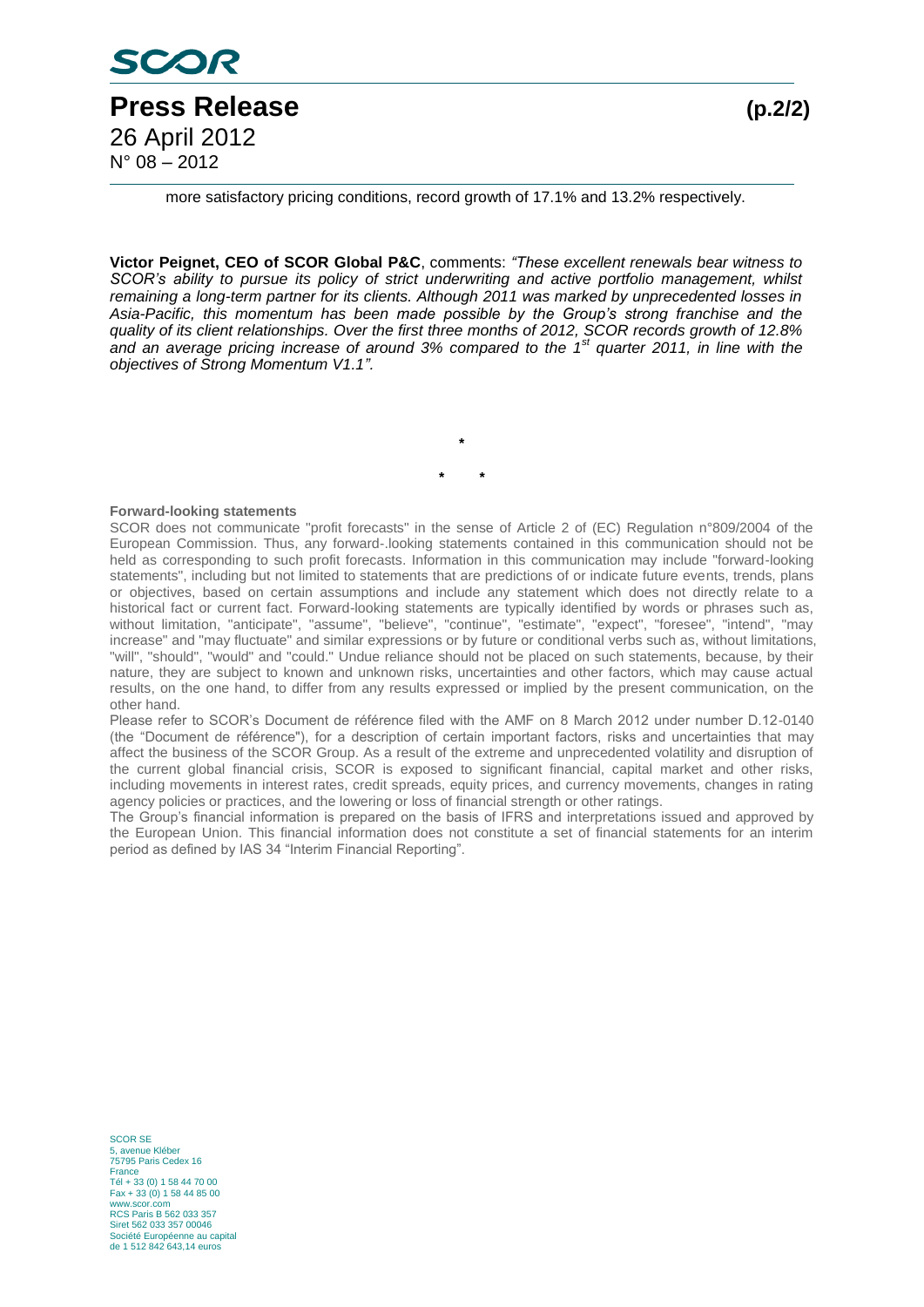more satisfactory pricing conditions, record growth of 17.1% and 13.2% respectively.

**Victor Peignet, CEO of SCOR Global P&C**, comments: *"These excellent renewals bear witness to SCOR's ability to pursue its policy of strict underwriting and active portfolio management, whilst remaining a long-term partner for its clients. Although 2011 was marked by unprecedented losses in Asia-Pacific, this momentum has been made possible by the Group's strong franchise and the quality of its client relationships. Over the first three months of 2012, SCOR records growth of 12.8% and an average pricing increase of around 3% compared to the 1st quarter 2011, in line with the objectives of Strong Momentum V1.1".*

\*

\* \*

**Forward-looking statements**

SCOR does not communicate "profit forecasts" in the sense of Article 2 of (EC) Regulation n°809/2004 of the European Commission. Thus, any forward-.looking statements contained in this communication should not be held as corresponding to such profit forecasts. Information in this communication may include "forward-looking statements", including but not limited to statements that are predictions of or indicate future events, trends, plans or objectives, based on certain assumptions and include any statement which does not directly relate to a historical fact or current fact. Forward-looking statements are typically identified by words or phrases such as, without limitation, "anticipate", "assume", "believe", "continue", "estimate", "expect", "foresee", "intend", "may increase" and "may fluctuate" and similar expressions or by future or conditional verbs such as, without limitations, "will", "should", "would" and "could." Undue reliance should not be placed on such statements, because, by their nature, they are subject to known and unknown risks, uncertainties and other factors, which may cause actual results, on the one hand, to differ from any results expressed or implied by the present communication, on the other hand.

Please refer to SCOR's Document de référence filed with the AMF on 8 March 2012 under number D.12-0140 (the "Document de référence"), for a description of certain important factors, risks and uncertainties that may affect the business of the SCOR Group. As a result of the extreme and unprecedented volatility and disruption of the current global financial crisis, SCOR is exposed to significant financial, capital market and other risks, including movements in interest rates, credit spreads, equity prices, and currency movements, changes in rating agency policies or practices, and the lowering or loss of financial strength or other ratings.

The Group's financial information is prepared on the basis of IFRS and interpretations issued and approved by the European Union. This financial information does not constitute a set of financial statements for an interim period as defined by IAS 34 "Interim Financial Reporting".

SCOR SE
5, avenue Kléber
75795 Paris Cedex 16
France
Tél + 33 (0) 1 58 44 70 00
Fax + 33 (0) 1 58 44 85 00
www.scor.com
RCS Paris B 562 033 357
Siret 562 033 357 00046
Société Européenne au capital de 1 512 842 643,14 euros